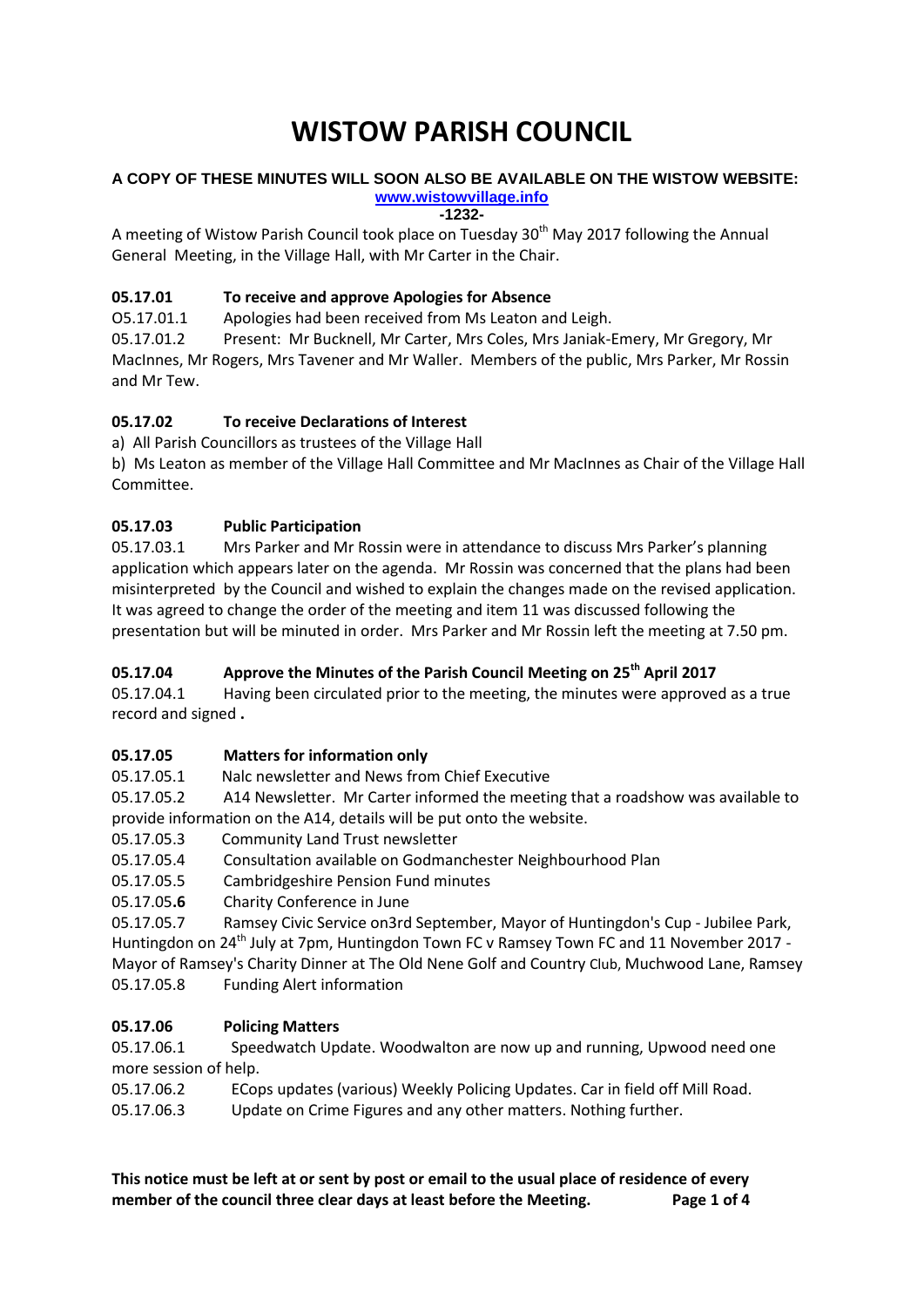# WISTOW PARISH COUNCIL

**A COPY OF THESE MINUTES WILL SOON ALSO BE AVAILABLE ON THE WISTOW WEBSITE:**
**www.wistowvillage.info**

**-1232-**

A meeting of Wistow Parish Council took place on Tuesday 30th May 2017 following the Annual General Meeting, in the Village Hall, with Mr Carter in the Chair.

### 05.17.01 To receive and approve Apologies for Absence

O5.17.01.1 Apologies had been received from Ms Leaton and Leigh.

05.17.01.2 Present: Mr Bucknell, Mr Carter, Mrs Coles, Mrs Janiak-Emery, Mr Gregory, Mr MacInnes, Mr Rogers, Mrs Tavener and Mr Waller. Members of the public, Mrs Parker, Mr Rossin and Mr Tew.

### 05.17.02 To receive Declarations of Interest

a) All Parish Councillors as trustees of the Village Hall

b) Ms Leaton as member of the Village Hall Committee and Mr MacInnes as Chair of the Village Hall Committee.

### 05.17.03 Public Participation

05.17.03.1 Mrs Parker and Mr Rossin were in attendance to discuss Mrs Parker's planning application which appears later on the agenda. Mr Rossin was concerned that the plans had been misinterpreted by the Council and wished to explain the changes made on the revised application. It was agreed to change the order of the meeting and item 11 was discussed following the presentation but will be minuted in order. Mrs Parker and Mr Rossin left the meeting at 7.50 pm.

### 05.17.04 Approve the Minutes of the Parish Council Meeting on 25th April 2017

05.17.04.1 Having been circulated prior to the meeting, the minutes were approved as a true record and signed **.**

### 05.17.05 Matters for information only

05.17.05.1 Nalc newsletter and News from Chief Executive

05.17.05.2 A14 Newsletter. Mr Carter informed the meeting that a roadshow was available to provide information on the A14, details will be put onto the website.

05.17.05.3 Community Land Trust newsletter

05.17.05.4 Consultation available on Godmanchester Neighbourhood Plan

05.17.05.5 Cambridgeshire Pension Fund minutes

05.17.05.**6** Charity Conference in June

05.17.05.7 Ramsey Civic Service on3rd September, Mayor of Huntingdon's Cup - Jubilee Park, Huntingdon on 24th July at 7pm, Huntingdon Town FC v Ramsey Town FC and 11 November 2017 - Mayor of Ramsey's Charity Dinner at The Old Nene Golf and Country Club, Muchwood Lane, Ramsey

05.17.05.8 Funding Alert information

### 05.17.06 Policing Matters

05.17.06.1 Speedwatch Update. Woodwalton are now up and running, Upwood need one more session of help.

05.17.06.2 ECops updates (various) Weekly Policing Updates. Car in field off Mill Road.

05.17.06.3 Update on Crime Figures and any other matters. Nothing further.

**This notice must be left at or sent by post or email to the usual place of residence of every member of the council three clear days at least before the Meeting.**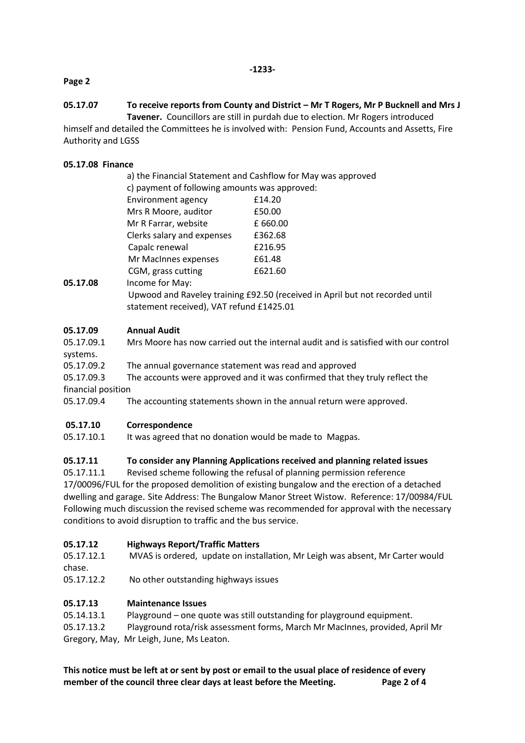**05.17.07 To receive reports from County and District – Mr T Rogers, Mr P Bucknell and Mrs J Tavener.** Councillors are still in purdah due to election. Mr Rogers introduced himself and detailed the Committees he is involved with: Pension Fund, Accounts and Assetts, Fire Authority and LGSS

**05.17.08 Finance**

a) the Financial Statement and Cashflow for May was approved

c) payment of following amounts was approved:

| | |
|---|---|
| Environment agency | £14.20 |
| Mrs R Moore, auditor | £50.00 |
| Mr R Farrar, website | £ 660.00 |
| Clerks salary and expenses | £362.68 |
| Capalc renewal | £216.95 |
| Mr MacInnes expenses | £61.48 |
| CGM, grass cutting | £621.60 |

**05.17.08** Income for May:
Upwood and Raveley training £92.50 (received in April but not recorded until statement received), VAT refund £1425.01

**05.17.09 Annual Audit**

05.17.09.1 Mrs Moore has now carried out the internal audit and is satisfied with our control systems.

05.17.09.2 The annual governance statement was read and approved

05.17.09.3 The accounts were approved and it was confirmed that they truly reflect the financial position

05.17.09.4 The accounting statements shown in the annual return were approved.

**05.17.10 Correspondence**

05.17.10.1 It was agreed that no donation would be made to Magpas.

**05.17.11 To consider any Planning Applications received and planning related issues**

05.17.11.1 Revised scheme following the refusal of planning permission reference 17/00096/FUL for the proposed demolition of existing bungalow and the erection of a detached dwelling and garage. Site Address: The Bungalow Manor Street Wistow. Reference: 17/00984/FUL Following much discussion the revised scheme was recommended for approval with the necessary conditions to avoid disruption to traffic and the bus service.

**05.17.12 Highways Report/Traffic Matters**

05.17.12.1 MVAS is ordered, update on installation, Mr Leigh was absent, Mr Carter would chase.

05.17.12.2 No other outstanding highways issues

**05.17.13 Maintenance Issues**

05.14.13.1 Playground – one quote was still outstanding for playground equipment.

05.17.13.2 Playground rota/risk assessment forms, March Mr MacInnes, provided, April Mr Gregory, May, Mr Leigh, June, Ms Leaton.

**This notice must be left at or sent by post or email to the usual place of residence of every member of the council three clear days at least before the Meeting.**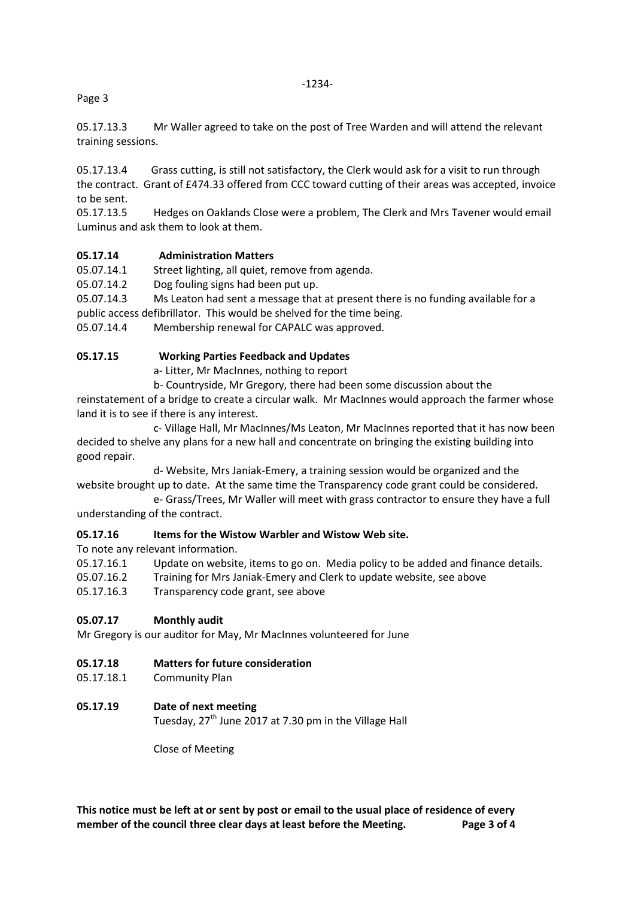05.17.13.3 Mr Waller agreed to take on the post of Tree Warden and will attend the relevant training sessions.

05.17.13.4 Grass cutting, is still not satisfactory, the Clerk would ask for a visit to run through the contract. Grant of £474.33 offered from CCC toward cutting of their areas was accepted, invoice to be sent.

05.17.13.5 Hedges on Oaklands Close were a problem, The Clerk and Mrs Tavener would email Luminus and ask them to look at them.

**05.17.14 Administration Matters**

05.07.14.1 Street lighting, all quiet, remove from agenda.

05.07.14.2 Dog fouling signs had been put up.

05.07.14.3 Ms Leaton had sent a message that at present there is no funding available for a public access defibrillator. This would be shelved for the time being.

05.07.14.4 Membership renewal for CAPALC was approved.

**05.17.15 Working Parties Feedback and Updates**

a- Litter, Mr MacInnes, nothing to report

b- Countryside, Mr Gregory, there had been some discussion about the reinstatement of a bridge to create a circular walk. Mr MacInnes would approach the farmer whose land it is to see if there is any interest.

c- Village Hall, Mr MacInnes/Ms Leaton, Mr MacInnes reported that it has now been decided to shelve any plans for a new hall and concentrate on bringing the existing building into good repair.

d- Website, Mrs Janiak-Emery, a training session would be organized and the website brought up to date. At the same time the Transparency code grant could be considered.

e- Grass/Trees, Mr Waller will meet with grass contractor to ensure they have a full understanding of the contract.

**05.17.16 Items for the Wistow Warbler and Wistow Web site.**

To note any relevant information.

05.17.16.1 Update on website, items to go on. Media policy to be added and finance details.

05.07.16.2 Training for Mrs Janiak-Emery and Clerk to update website, see above

05.17.16.3 Transparency code grant, see above

**05.07.17 Monthly audit**

Mr Gregory is our auditor for May, Mr MacInnes volunteered for June

**05.17.18 Matters for future consideration**

05.17.18.1 Community Plan

**05.17.19 Date of next meeting**

Tuesday, 27th June 2017 at 7.30 pm in the Village Hall

Close of Meeting

**This notice must be left at or sent by post or email to the usual place of residence of every member of the council three clear days at least before the Meeting.**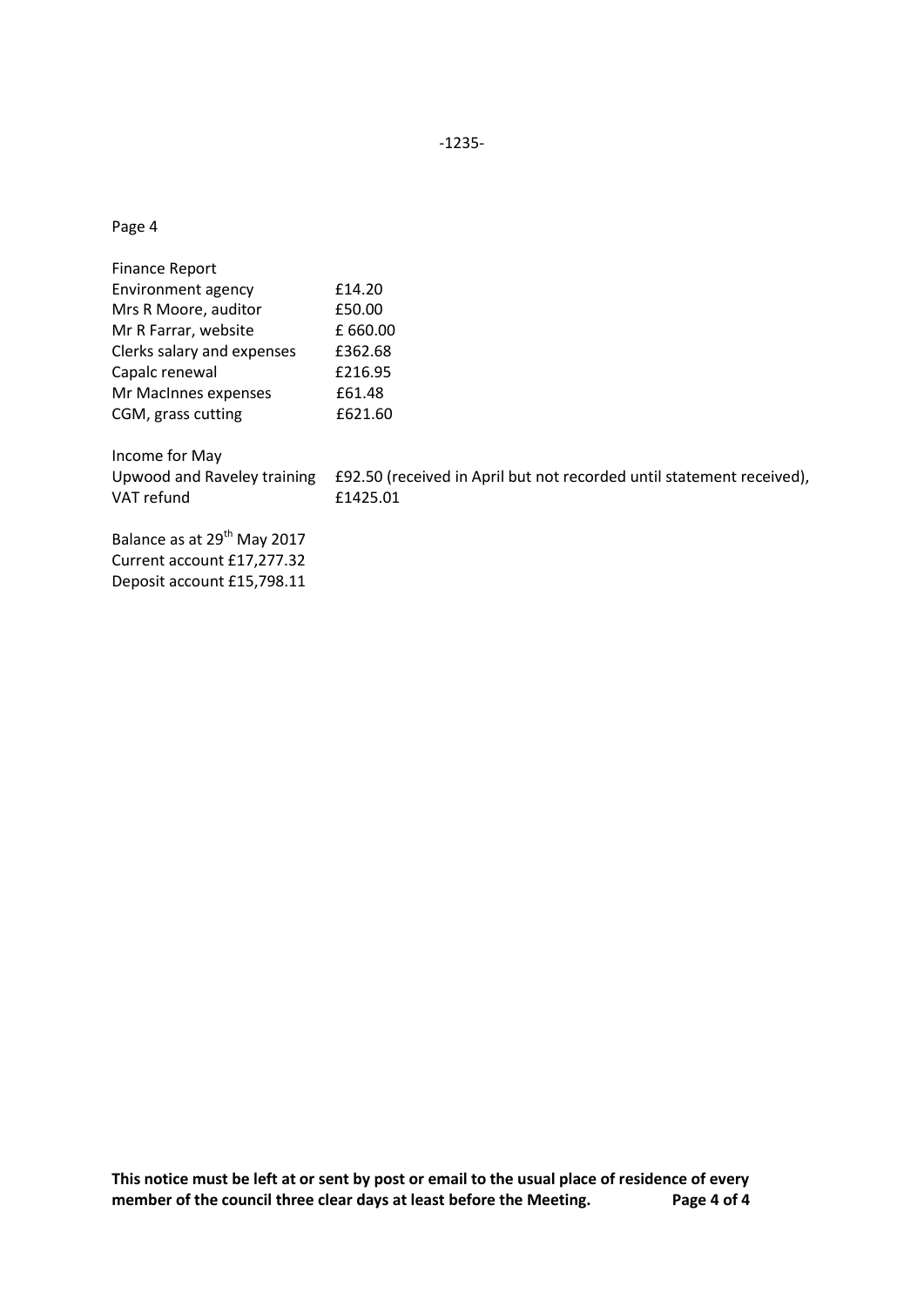Page 4

Finance Report

| | |
|---|---|
| Environment agency | £14.20 |
| Mrs R Moore, auditor | £50.00 |
| Mr R Farrar, website | £ 660.00 |
| Clerks salary and expenses | £362.68 |
| Capalc renewal | £216.95 |
| Mr MacInnes expenses | £61.48 |
| CGM, grass cutting | £621.60 |

Income for May

| | |
|---|---|
| Upwood and Raveley training | £92.50 (received in April but not recorded until statement received), |
| VAT refund | £1425.01 |

Balance as at 29th May 2017
Current account £17,277.32
Deposit account £15,798.11

**This notice must be left at or sent by post or email to the usual place of residence of every member of the council three clear days at least before the Meeting.**